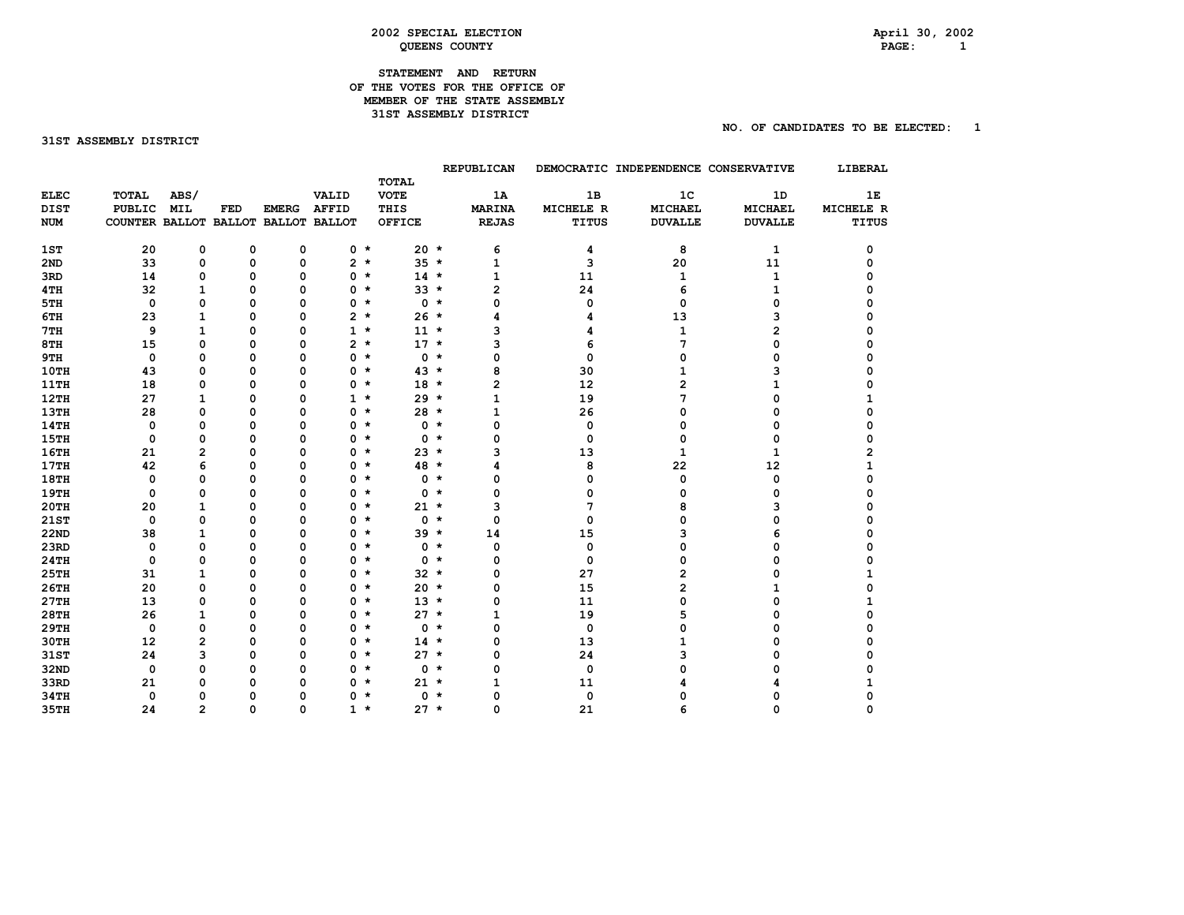2002 SPECIAL ELECTION
QUEENS COUNTY

April 30, 2002

STATEMENT AND RETURN
OF THE VOTES FOR THE OFFICE OF
MEMBER OF THE STATE ASSEMBLY
31ST ASSEMBLY DISTRICT

NO. OF CANDIDATES TO BE ELECTED: 1

31ST ASSEMBLY DISTRICT

| ELEC DIST NUM | TOTAL PUBLIC COUNTER | ABS/ MIL BALLOT | FED BALLOT | EMERG BALLOT | VALID AFFID BALLOT | | TOTAL VOTE THIS OFFICE | | REPUBLICAN 1A MARINA REJAS | DEMOCRATIC 1B MICHELE R TITUS | INDEPENDENCE 1C MICHAEL DUVALLE | CONSERVATIVE 1D MICHAEL DUVALLE | LIBERAL 1E MICHELE R TITUS |
|---|---|---|---|---|---|---|---|---|---|---|---|---|---|
| 1ST | 20 | 0 | 0 | 0 | 0 | * | 20 | * | 6 | 4 | 8 | 1 | 0 |
| 2ND | 33 | 0 | 0 | 0 | 2 | * | 35 | * | 1 | 3 | 20 | 11 | 0 |
| 3RD | 14 | 0 | 0 | 0 | 0 | * | 14 | * | 1 | 11 | 1 | 1 | 0 |
| 4TH | 32 | 1 | 0 | 0 | 0 | * | 33 | * | 2 | 24 | 6 | 1 | 0 |
| 5TH | 0 | 0 | 0 | 0 | 0 | * | 0 | * | 0 | 0 | 0 | 0 | 0 |
| 6TH | 23 | 1 | 0 | 0 | 2 | * | 26 | * | 4 | 4 | 13 | 3 | 0 |
| 7TH | 9 | 1 | 0 | 0 | 1 | * | 11 | * | 3 | 4 | 1 | 2 | 0 |
| 8TH | 15 | 0 | 0 | 0 | 2 | * | 17 | * | 3 | 6 | 7 | 0 | 0 |
| 9TH | 0 | 0 | 0 | 0 | 0 | * | 0 | * | 0 | 0 | 0 | 0 | 0 |
| 10TH | 43 | 0 | 0 | 0 | 0 | * | 43 | * | 8 | 30 | 1 | 3 | 0 |
| 11TH | 18 | 0 | 0 | 0 | 0 | * | 18 | * | 2 | 12 | 2 | 1 | 0 |
| 12TH | 27 | 1 | 0 | 0 | 1 | * | 29 | * | 1 | 19 | 7 | 0 | 1 |
| 13TH | 28 | 0 | 0 | 0 | 0 | * | 28 | * | 1 | 26 | 0 | 0 | 0 |
| 14TH | 0 | 0 | 0 | 0 | 0 | * | 0 | * | 0 | 0 | 0 | 0 | 0 |
| 15TH | 0 | 0 | 0 | 0 | 0 | * | 0 | * | 0 | 0 | 0 | 0 | 0 |
| 16TH | 21 | 2 | 0 | 0 | 0 | * | 23 | * | 3 | 13 | 1 | 1 | 2 |
| 17TH | 42 | 6 | 0 | 0 | 0 | * | 48 | * | 4 | 8 | 22 | 12 | 1 |
| 18TH | 0 | 0 | 0 | 0 | 0 | * | 0 | * | 0 | 0 | 0 | 0 | 0 |
| 19TH | 0 | 0 | 0 | 0 | 0 | * | 0 | * | 0 | 0 | 0 | 0 | 0 |
| 20TH | 20 | 1 | 0 | 0 | 0 | * | 21 | * | 3 | 7 | 8 | 3 | 0 |
| 21ST | 0 | 0 | 0 | 0 | 0 | * | 0 | * | 0 | 0 | 0 | 0 | 0 |
| 22ND | 38 | 1 | 0 | 0 | 0 | * | 39 | * | 14 | 15 | 3 | 6 | 0 |
| 23RD | 0 | 0 | 0 | 0 | 0 | * | 0 | * | 0 | 0 | 0 | 0 | 0 |
| 24TH | 0 | 0 | 0 | 0 | 0 | * | 0 | * | 0 | 0 | 0 | 0 | 0 |
| 25TH | 31 | 1 | 0 | 0 | 0 | * | 32 | * | 0 | 27 | 2 | 0 | 1 |
| 26TH | 20 | 0 | 0 | 0 | 0 | * | 20 | * | 0 | 15 | 2 | 1 | 0 |
| 27TH | 13 | 0 | 0 | 0 | 0 | * | 13 | * | 0 | 11 | 0 | 0 | 1 |
| 28TH | 26 | 1 | 0 | 0 | 0 | * | 27 | * | 1 | 19 | 5 | 0 | 0 |
| 29TH | 0 | 0 | 0 | 0 | 0 | * | 0 | * | 0 | 0 | 0 | 0 | 0 |
| 30TH | 12 | 2 | 0 | 0 | 0 | * | 14 | * | 0 | 13 | 1 | 0 | 0 |
| 31ST | 24 | 3 | 0 | 0 | 0 | * | 27 | * | 0 | 24 | 3 | 0 | 0 |
| 32ND | 0 | 0 | 0 | 0 | 0 | * | 0 | * | 0 | 0 | 0 | 0 | 0 |
| 33RD | 21 | 0 | 0 | 0 | 0 | * | 21 | * | 1 | 11 | 4 | 4 | 1 |
| 34TH | 0 | 0 | 0 | 0 | 0 | * | 0 | * | 0 | 0 | 0 | 0 | 0 |
| 35TH | 24 | 2 | 0 | 0 | 1 | * | 27 | * | 0 | 21 | 6 | 0 | 0 |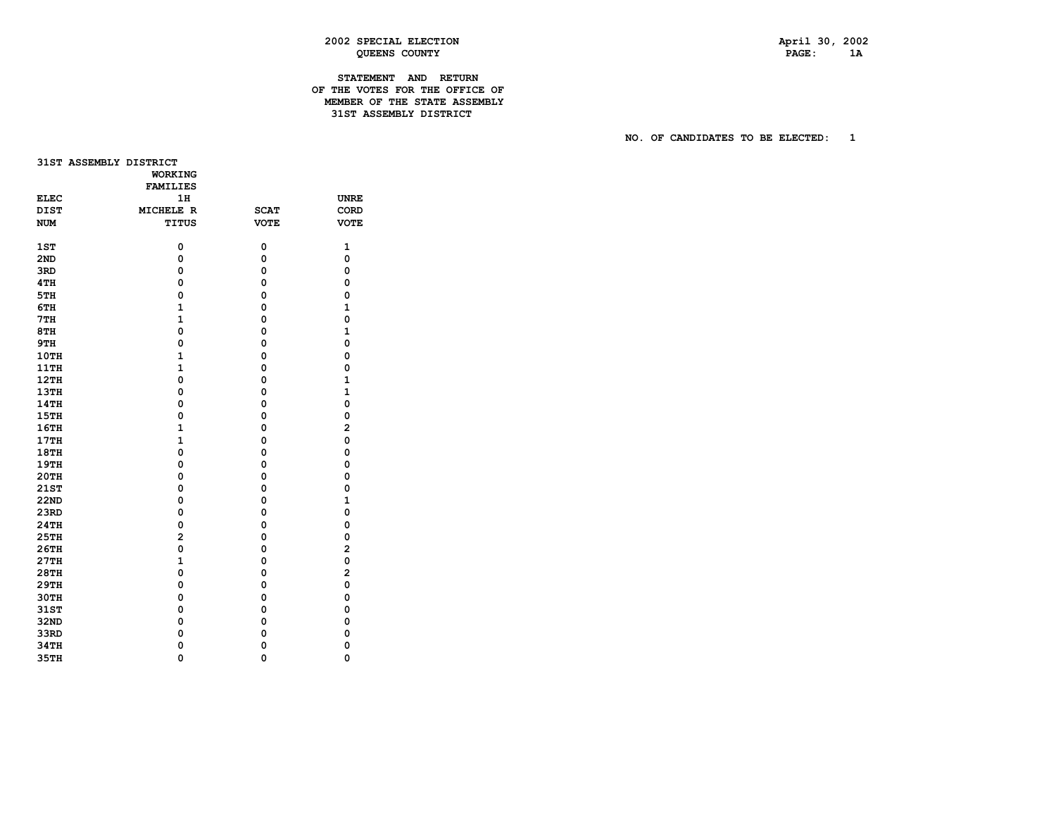2002 SPECIAL ELECTION
QUEENS COUNTY

April 30, 2002

**STATEMENT AND RETURN OF THE VOTES FOR THE OFFICE OF MEMBER OF THE STATE ASSEMBLY 31ST ASSEMBLY DISTRICT**

NO. OF CANDIDATES TO BE ELECTED: 1

31ST ASSEMBLY DISTRICT

| ELEC DIST NUM | WORKING FAMILIES 1H MICHELE R TITUS | SCAT VOTE | UNRECORD VOTE |
|---|---|---|---|
| 1ST | 0 | 0 | 1 |
| 2ND | 0 | 0 | 0 |
| 3RD | 0 | 0 | 0 |
| 4TH | 0 | 0 | 0 |
| 5TH | 0 | 0 | 0 |
| 6TH | 1 | 0 | 1 |
| 7TH | 1 | 0 | 0 |
| 8TH | 0 | 0 | 1 |
| 9TH | 0 | 0 | 0 |
| 10TH | 1 | 0 | 0 |
| 11TH | 1 | 0 | 0 |
| 12TH | 0 | 0 | 1 |
| 13TH | 0 | 0 | 1 |
| 14TH | 0 | 0 | 0 |
| 15TH | 0 | 0 | 0 |
| 16TH | 1 | 0 | 2 |
| 17TH | 1 | 0 | 0 |
| 18TH | 0 | 0 | 0 |
| 19TH | 0 | 0 | 0 |
| 20TH | 0 | 0 | 0 |
| 21ST | 0 | 0 | 0 |
| 22ND | 0 | 0 | 1 |
| 23RD | 0 | 0 | 0 |
| 24TH | 0 | 0 | 0 |
| 25TH | 2 | 0 | 0 |
| 26TH | 0 | 0 | 2 |
| 27TH | 1 | 0 | 0 |
| 28TH | 0 | 0 | 2 |
| 29TH | 0 | 0 | 0 |
| 30TH | 0 | 0 | 0 |
| 31ST | 0 | 0 | 0 |
| 32ND | 0 | 0 | 0 |
| 33RD | 0 | 0 | 0 |
| 34TH | 0 | 0 | 0 |
| 35TH | 0 | 0 | 0 |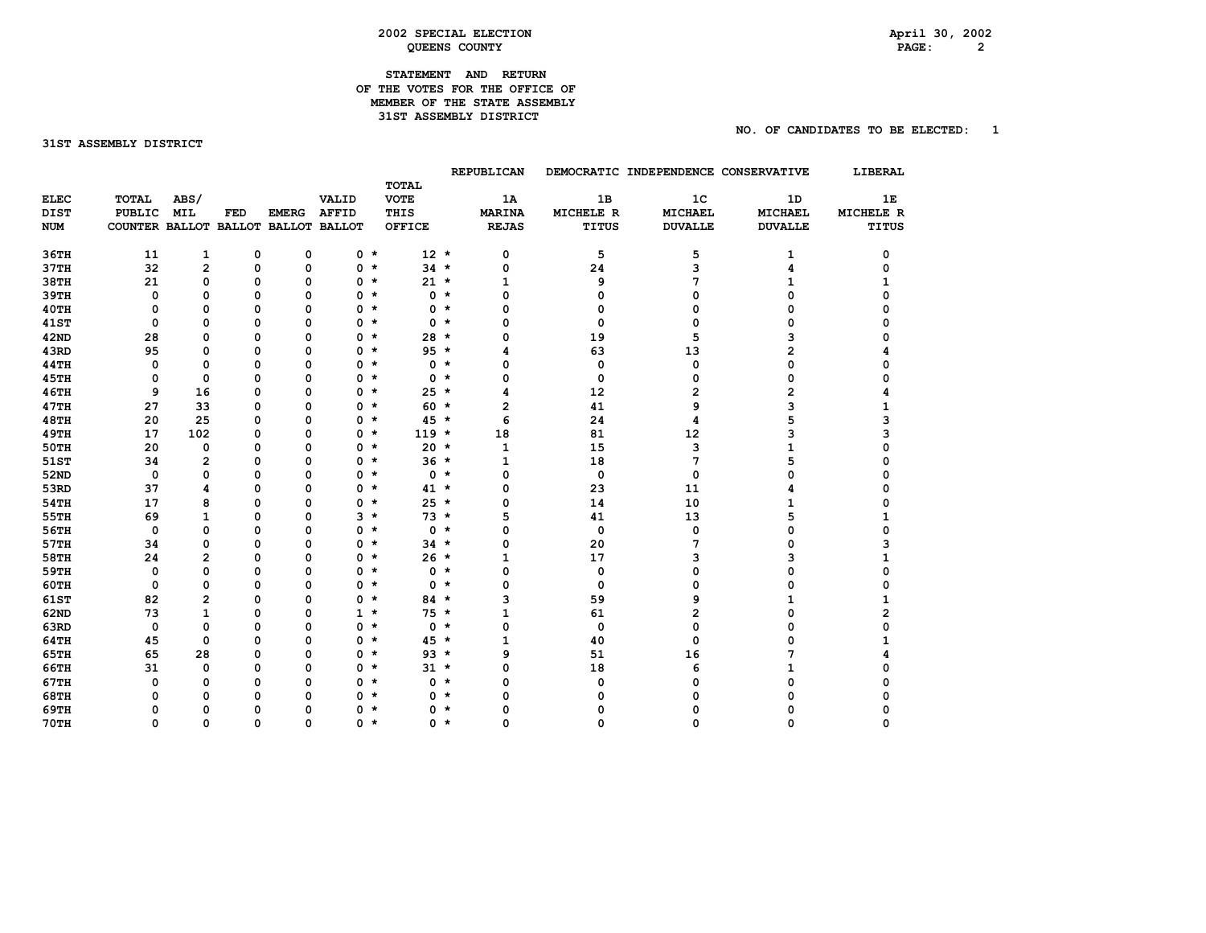# 2002 SPECIAL ELECTION
## QUEENS COUNTY

April 30, 2002

### STATEMENT AND RETURN OF THE VOTES FOR THE OFFICE OF MEMBER OF THE STATE ASSEMBLY 31ST ASSEMBLY DISTRICT

NO. OF CANDIDATES TO BE ELECTED: 1

**31ST ASSEMBLY DISTRICT**

| ELEC DIST NUM | TOTAL PUBLIC COUNTER | ABS/ MIL BALLOT | FED BALLOT | EMERG BALLOT | VALID AFFID BALLOT | | TOTAL VOTE THIS OFFICE | | REPUBLICAN 1A MARINA REJAS | DEMOCRATIC 1B MICHELE R TITUS | INDEPENDENCE 1C MICHAEL DUVALLE | CONSERVATIVE 1D MICHAEL DUVALLE | LIBERAL 1E MICHELE R TITUS |
|---|---|---|---|---|---|---|---|---|---|---|---|---|---|
| 36TH | 11 | 1 | 0 | 0 | 0 | * | 12 | * | 0 | 5 | 5 | 1 | 0 |
| 37TH | 32 | 2 | 0 | 0 | 0 | * | 34 | * | 0 | 24 | 3 | 4 | 0 |
| 38TH | 21 | 0 | 0 | 0 | 0 | * | 21 | * | 1 | 9 | 7 | 1 | 1 |
| 39TH | 0 | 0 | 0 | 0 | 0 | * | 0 | * | 0 | 0 | 0 | 0 | 0 |
| 40TH | 0 | 0 | 0 | 0 | 0 | * | 0 | * | 0 | 0 | 0 | 0 | 0 |
| 41ST | 0 | 0 | 0 | 0 | 0 | * | 0 | * | 0 | 0 | 0 | 0 | 0 |
| 42ND | 28 | 0 | 0 | 0 | 0 | * | 28 | * | 0 | 19 | 5 | 3 | 0 |
| 43RD | 95 | 0 | 0 | 0 | 0 | * | 95 | * | 4 | 63 | 13 | 2 | 4 |
| 44TH | 0 | 0 | 0 | 0 | 0 | * | 0 | * | 0 | 0 | 0 | 0 | 0 |
| 45TH | 0 | 0 | 0 | 0 | 0 | * | 0 | * | 0 | 0 | 0 | 0 | 0 |
| 46TH | 9 | 16 | 0 | 0 | 0 | * | 25 | * | 4 | 12 | 2 | 2 | 4 |
| 47TH | 27 | 33 | 0 | 0 | 0 | * | 60 | * | 2 | 41 | 9 | 3 | 1 |
| 48TH | 20 | 25 | 0 | 0 | 0 | * | 45 | * | 6 | 24 | 4 | 5 | 3 |
| 49TH | 17 | 102 | 0 | 0 | 0 | * | 119 | * | 18 | 81 | 12 | 3 | 3 |
| 50TH | 20 | 0 | 0 | 0 | 0 | * | 20 | * | 1 | 15 | 3 | 1 | 0 |
| 51ST | 34 | 2 | 0 | 0 | 0 | * | 36 | * | 1 | 18 | 7 | 5 | 0 |
| 52ND | 0 | 0 | 0 | 0 | 0 | * | 0 | * | 0 | 0 | 0 | 0 | 0 |
| 53RD | 37 | 4 | 0 | 0 | 0 | * | 41 | * | 0 | 23 | 11 | 4 | 0 |
| 54TH | 17 | 8 | 0 | 0 | 0 | * | 25 | * | 0 | 14 | 10 | 1 | 0 |
| 55TH | 69 | 1 | 0 | 0 | 3 | * | 73 | * | 5 | 41 | 13 | 5 | 1 |
| 56TH | 0 | 0 | 0 | 0 | 0 | * | 0 | * | 0 | 0 | 0 | 0 | 0 |
| 57TH | 34 | 0 | 0 | 0 | 0 | * | 34 | * | 0 | 20 | 7 | 0 | 3 |
| 58TH | 24 | 2 | 0 | 0 | 0 | * | 26 | * | 1 | 17 | 3 | 3 | 1 |
| 59TH | 0 | 0 | 0 | 0 | 0 | * | 0 | * | 0 | 0 | 0 | 0 | 0 |
| 60TH | 0 | 0 | 0 | 0 | 0 | * | 0 | * | 0 | 0 | 0 | 0 | 0 |
| 61ST | 82 | 2 | 0 | 0 | 0 | * | 84 | * | 3 | 59 | 9 | 1 | 1 |
| 62ND | 73 | 1 | 0 | 0 | 1 | * | 75 | * | 1 | 61 | 2 | 0 | 2 |
| 63RD | 0 | 0 | 0 | 0 | 0 | * | 0 | * | 0 | 0 | 0 | 0 | 0 |
| 64TH | 45 | 0 | 0 | 0 | 0 | * | 45 | * | 1 | 40 | 0 | 0 | 1 |
| 65TH | 65 | 28 | 0 | 0 | 0 | * | 93 | * | 9 | 51 | 16 | 7 | 4 |
| 66TH | 31 | 0 | 0 | 0 | 0 | * | 31 | * | 0 | 18 | 6 | 1 | 0 |
| 67TH | 0 | 0 | 0 | 0 | 0 | * | 0 | * | 0 | 0 | 0 | 0 | 0 |
| 68TH | 0 | 0 | 0 | 0 | 0 | * | 0 | * | 0 | 0 | 0 | 0 | 0 |
| 69TH | 0 | 0 | 0 | 0 | 0 | * | 0 | * | 0 | 0 | 0 | 0 | 0 |
| 70TH | 0 | 0 | 0 | 0 | 0 | * | 0 | * | 0 | 0 | 0 | 0 | 0 |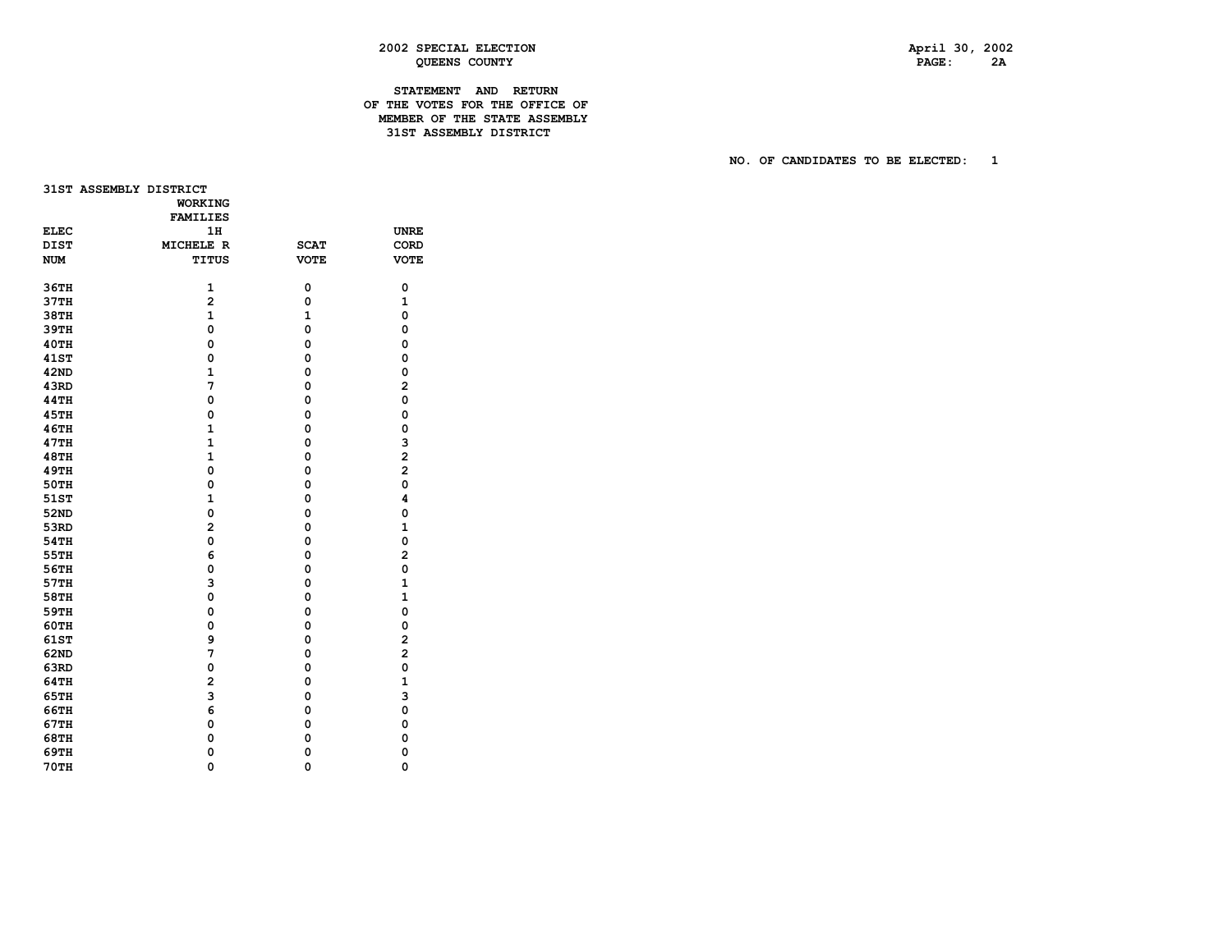2002 SPECIAL ELECTION
QUEENS COUNTY

April 30, 2002

## STATEMENT AND RETURN OF THE VOTES FOR THE OFFICE OF MEMBER OF THE STATE ASSEMBLY 31ST ASSEMBLY DISTRICT

NO. OF CANDIDATES TO BE ELECTED: 1

31ST ASSEMBLY DISTRICT

| ELEC DIST NUM | WORKING FAMILIES 1H MICHELE R TITUS | SCAT VOTE | UNRE CORD VOTE |
|---|---|---|---|
| 36TH | 1 | 0 | 0 |
| 37TH | 2 | 0 | 1 |
| 38TH | 1 | 1 | 0 |
| 39TH | 0 | 0 | 0 |
| 40TH | 0 | 0 | 0 |
| 41ST | 0 | 0 | 0 |
| 42ND | 1 | 0 | 0 |
| 43RD | 7 | 0 | 2 |
| 44TH | 0 | 0 | 0 |
| 45TH | 0 | 0 | 0 |
| 46TH | 1 | 0 | 0 |
| 47TH | 1 | 0 | 3 |
| 48TH | 1 | 0 | 2 |
| 49TH | 0 | 0 | 2 |
| 50TH | 0 | 0 | 0 |
| 51ST | 1 | 0 | 4 |
| 52ND | 0 | 0 | 0 |
| 53RD | 2 | 0 | 1 |
| 54TH | 0 | 0 | 0 |
| 55TH | 6 | 0 | 2 |
| 56TH | 0 | 0 | 0 |
| 57TH | 3 | 0 | 1 |
| 58TH | 0 | 0 | 1 |
| 59TH | 0 | 0 | 0 |
| 60TH | 0 | 0 | 0 |
| 61ST | 9 | 0 | 2 |
| 62ND | 7 | 0 | 2 |
| 63RD | 0 | 0 | 0 |
| 64TH | 2 | 0 | 1 |
| 65TH | 3 | 0 | 3 |
| 66TH | 6 | 0 | 0 |
| 67TH | 0 | 0 | 0 |
| 68TH | 0 | 0 | 0 |
| 69TH | 0 | 0 | 0 |
| 70TH | 0 | 0 | 0 |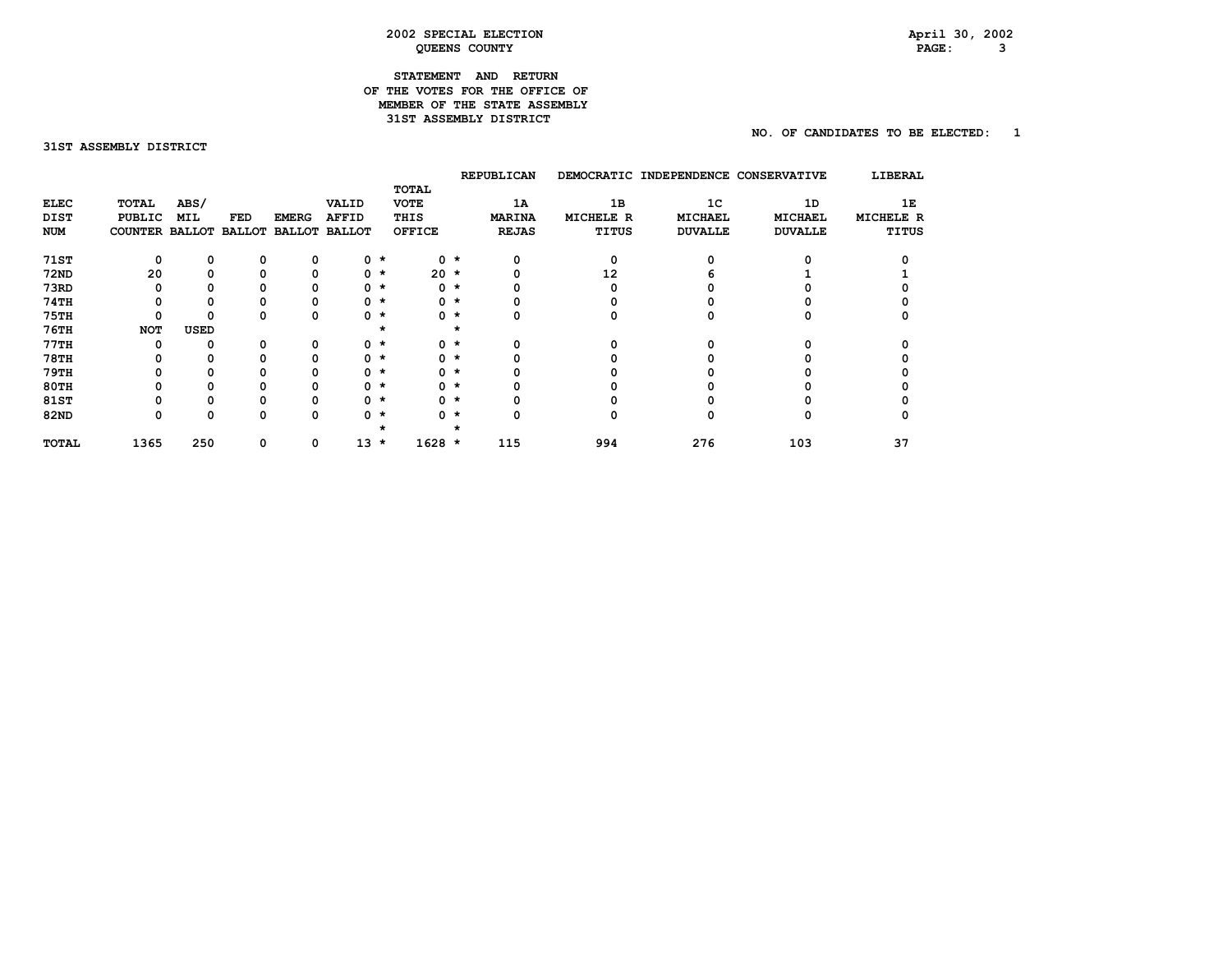# 2002 SPECIAL ELECTION
## QUEENS COUNTY

April 30, 2002

### STATEMENT AND RETURN OF THE VOTES FOR THE OFFICE OF MEMBER OF THE STATE ASSEMBLY 31ST ASSEMBLY DISTRICT

NO. OF CANDIDATES TO BE ELECTED: 1

31ST ASSEMBLY DISTRICT

| ELEC DIST NUM | TOTAL PUBLIC COUNTER | ABS/ MIL BALLOT | FED BALLOT | EMERG BALLOT | VALID AFFID BALLOT | | TOTAL VOTE THIS OFFICE | | REPUBLICAN 1A MARINA REJAS | DEMOCRATIC 1B MICHELE R TITUS | INDEPENDENCE 1C MICHAEL DUVALLE | CONSERVATIVE 1D MICHAEL DUVALLE | LIBERAL 1E MICHELE R TITUS |
|---|---|---|---|---|---|---|---|---|---|---|---|---|---|
| 71ST | 0 | 0 | 0 | 0 | 0 | * | 0 | * | 0 | 0 | 0 | 0 | 0 |
| 72ND | 20 | 0 | 0 | 0 | 0 | * | 20 | * | 0 | 12 | 6 | 1 | 1 |
| 73RD | 0 | 0 | 0 | 0 | 0 | * | 0 | * | 0 | 0 | 0 | 0 | 0 |
| 74TH | 0 | 0 | 0 | 0 | 0 | * | 0 | * | 0 | 0 | 0 | 0 | 0 |
| 75TH | 0 | 0 | 0 | 0 | 0 | * | 0 | * | 0 | 0 | 0 | 0 | 0 |
| 76TH | NOT | USED | | | | * | | * | | | | | |
| 77TH | 0 | 0 | 0 | 0 | 0 | * | 0 | * | 0 | 0 | 0 | 0 | 0 |
| 78TH | 0 | 0 | 0 | 0 | 0 | * | 0 | * | 0 | 0 | 0 | 0 | 0 |
| 79TH | 0 | 0 | 0 | 0 | 0 | * | 0 | * | 0 | 0 | 0 | 0 | 0 |
| 80TH | 0 | 0 | 0 | 0 | 0 | * | 0 | * | 0 | 0 | 0 | 0 | 0 |
| 81ST | 0 | 0 | 0 | 0 | 0 | * | 0 | * | 0 | 0 | 0 | 0 | 0 |
| 82ND | 0 | 0 | 0 | 0 | 0 | * | 0 | * | 0 | 0 | 0 | 0 | 0 |
| | | | | | | * | | * | | | | | |
| TOTAL | 1365 | 250 | 0 | 0 | 13 | * | 1628 | * | 115 | 994 | 276 | 103 | 37 |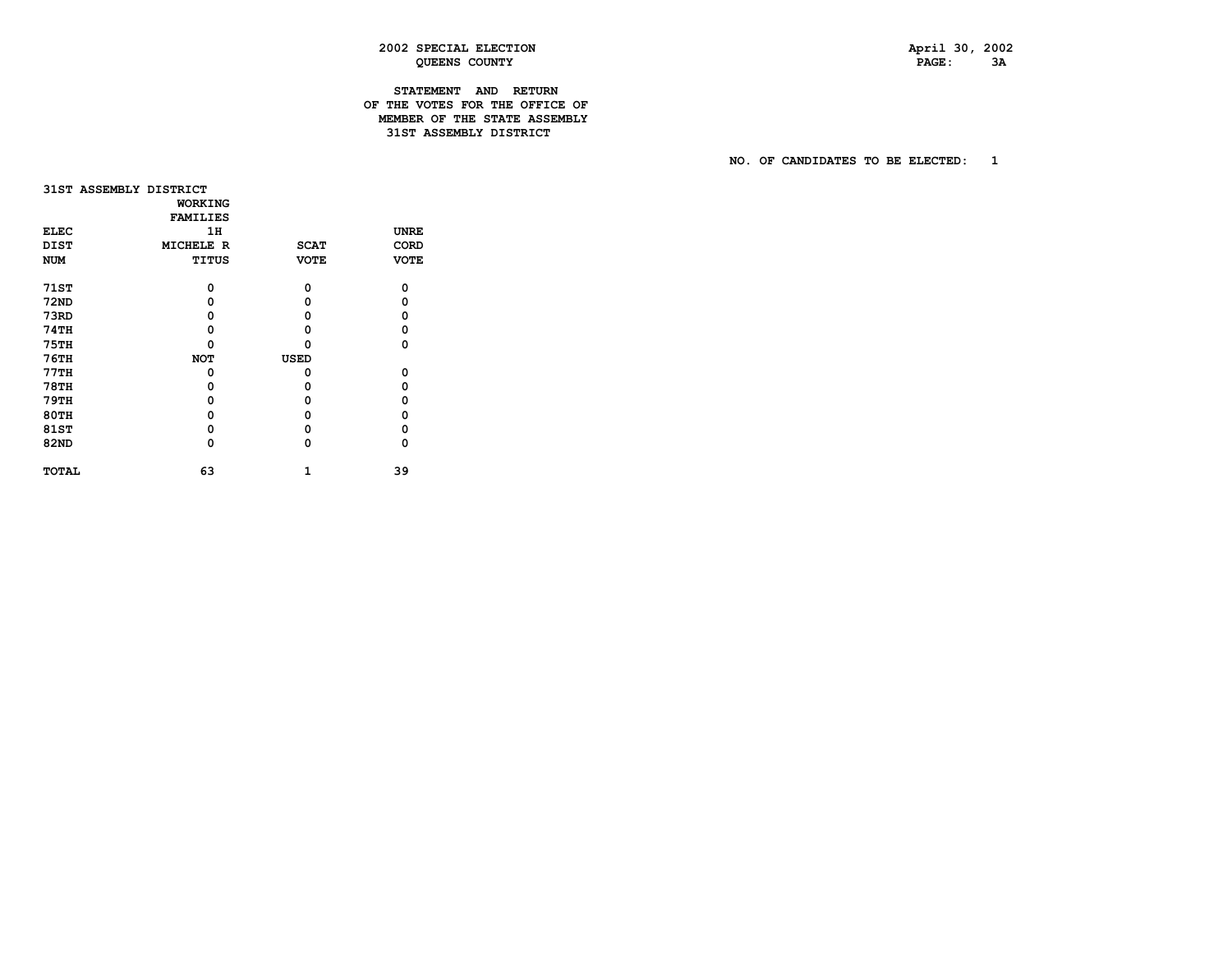2002 SPECIAL ELECTION
QUEENS COUNTY

April 30, 2002

STATEMENT AND RETURN
OF THE VOTES FOR THE OFFICE OF
MEMBER OF THE STATE ASSEMBLY
31ST ASSEMBLY DISTRICT

NO. OF CANDIDATES TO BE ELECTED: 1

31ST ASSEMBLY DISTRICT

| ELEC DIST NUM | WORKING FAMILIES 1H MICHELE R TITUS | SCAT VOTE | UNRE CORD VOTE |
|---|---|---|---|
| 71ST | 0 | 0 | 0 |
| 72ND | 0 | 0 | 0 |
| 73RD | 0 | 0 | 0 |
| 74TH | 0 | 0 | 0 |
| 75TH | 0 | 0 | 0 |
| 76TH | NOT | USED | |
| 77TH | 0 | 0 | 0 |
| 78TH | 0 | 0 | 0 |
| 79TH | 0 | 0 | 0 |
| 80TH | 0 | 0 | 0 |
| 81ST | 0 | 0 | 0 |
| 82ND | 0 | 0 | 0 |
| TOTAL | 63 | 1 | 39 |